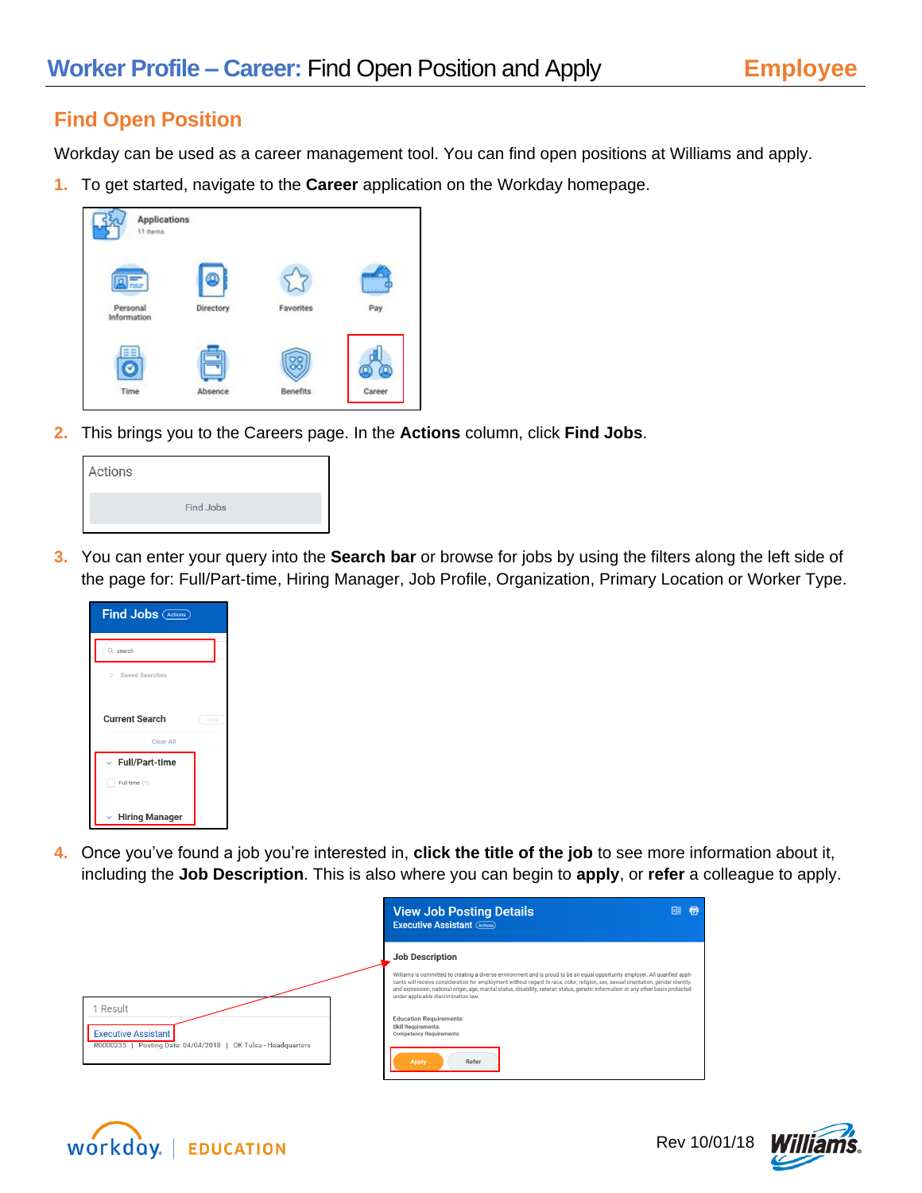# Worker Profile – Career: Find Open Position and Apply

**Employee**

## Find Open Position

Workday can be used as a career management tool. You can find open positions at Williams and apply.

1. To get started, navigate to the **Career** application on the Workday homepage.
2. This brings you to the Careers page. In the **Actions** column, click **Find Jobs**.
3. You can enter your query into the **Search bar** or browse for jobs by using the filters along the left side of the page for: Full/Part-time, Hiring Manager, Job Profile, Organization, Primary Location or Worker Type.
4. Once you've found a job you're interested in, **click the title of the job** to see more information about it, including the **Job Description**. This is also where you can begin to **apply**, or **refer** a colleague to apply.

Rev 10/01/18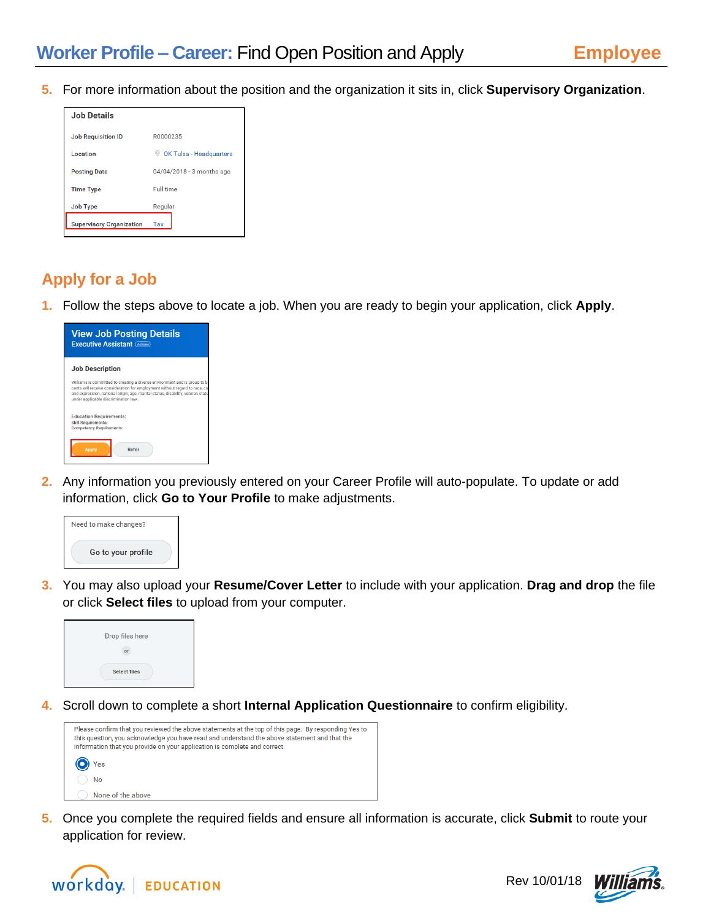5. For more information about the position and the organization it sits in, click **Supervisory Organization**.

## Apply for a Job

1. Follow the steps above to locate a job. When you are ready to begin your application, click **Apply**.
2. Any information you previously entered on your Career Profile will auto-populate. To update or add information, click **Go to Your Profile** to make adjustments.
3. You may also upload your **Resume/Cover Letter** to include with your application. **Drag and drop** the file or click **Select files** to upload from your computer.
4. Scroll down to complete a short **Internal Application Questionnaire** to confirm eligibility.
5. Once you complete the required fields and ensure all information is accurate, click **Submit** to route your application for review.